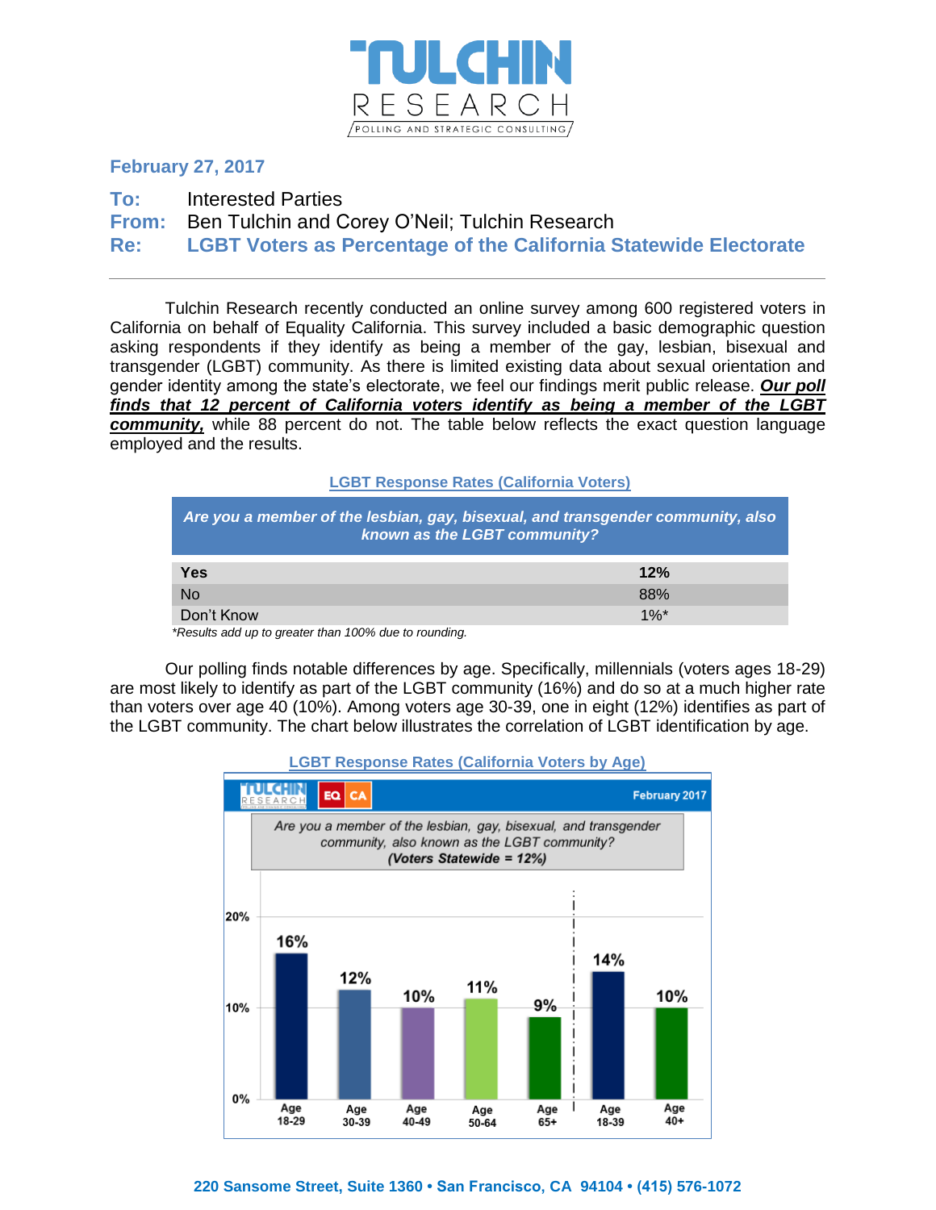# TULCHIN RESEARCH

POLLING AND STRATEGIC CONSULTING

**February 27, 2017**

**To:** Interested Parties
**From:** Ben Tulchin and Corey O'Neil; Tulchin Research
**Re:** **LGBT Voters as Percentage of the California Statewide Electorate**

---

Tulchin Research recently conducted an online survey among 600 registered voters in California on behalf of Equality California. This survey included a basic demographic question asking respondents if they identify as being a member of the gay, lesbian, bisexual and transgender (LGBT) community. As there is limited existing data about sexual orientation and gender identity among the state's electorate, we feel our findings merit public release. ***Our poll finds that 12 percent of California voters identify as being a member of the LGBT community,*** while 88 percent do not. The table below reflects the exact question language employed and the results.

**LGBT Response Rates (California Voters)**

| *Are you a member of the lesbian, gay, bisexual, and transgender community, also known as the LGBT community?* | |
|---|---|
| **Yes** | **12%** |
| No | 88% |
| Don't Know | 1%* |

*Results add up to greater than 100% due to rounding.*

Our polling finds notable differences by age. Specifically, millennials (voters ages 18-29) are most likely to identify as part of the LGBT community (16%) and do so at a much higher rate than voters over age 40 (10%). Among voters age 30-39, one in eight (12%) identifies as part of the LGBT community. The chart below illustrates the correlation of LGBT identification by age.

**LGBT Response Rates (California Voters by Age)**

February 2017

*Are you a member of the lesbian, gay, bisexual, and transgender community, also known as the LGBT community?*
***(Voters Statewide = 12%)***

| Age 18-29 | Age 30-39 | Age 40-49 | Age 50-64 | Age 65+ | Age 18-39 | Age 40+ |
|---|---|---|---|---|---|---|
| 16% | 12% | 10% | 11% | 9% | 14% | 10% |

**220 Sansome Street, Suite 1360 • San Francisco, CA 94104 • (415) 576-1072**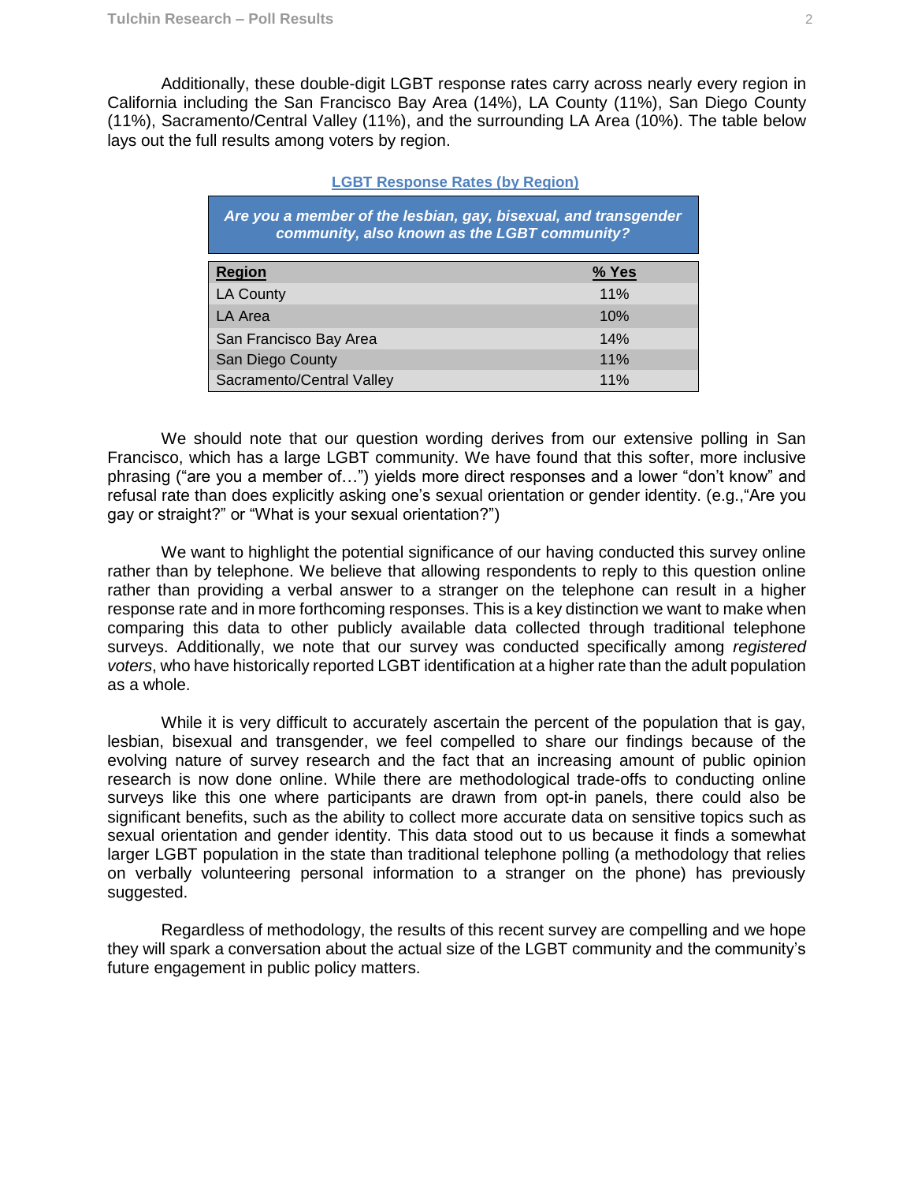Additionally, these double-digit LGBT response rates carry across nearly every region in California including the San Francisco Bay Area (14%), LA County (11%), San Diego County (11%), Sacramento/Central Valley (11%), and the surrounding LA Area (10%). The table below lays out the full results among voters by region.

**LGBT Response Rates (by Region)**

***Are you a member of the lesbian, gay, bisexual, and transgender community, also known as the LGBT community?***

| Region | % Yes |
|---|---|
| LA County | 11% |
| LA Area | 10% |
| San Francisco Bay Area | 14% |
| San Diego County | 11% |
| Sacramento/Central Valley | 11% |

We should note that our question wording derives from our extensive polling in San Francisco, which has a large LGBT community. We have found that this softer, more inclusive phrasing ("are you a member of…") yields more direct responses and a lower "don't know" and refusal rate than does explicitly asking one's sexual orientation or gender identity. (e.g.,"Are you gay or straight?" or "What is your sexual orientation?")

We want to highlight the potential significance of our having conducted this survey online rather than by telephone. We believe that allowing respondents to reply to this question online rather than providing a verbal answer to a stranger on the telephone can result in a higher response rate and in more forthcoming responses. This is a key distinction we want to make when comparing this data to other publicly available data collected through traditional telephone surveys. Additionally, we note that our survey was conducted specifically among *registered voters*, who have historically reported LGBT identification at a higher rate than the adult population as a whole.

While it is very difficult to accurately ascertain the percent of the population that is gay, lesbian, bisexual and transgender, we feel compelled to share our findings because of the evolving nature of survey research and the fact that an increasing amount of public opinion research is now done online. While there are methodological trade-offs to conducting online surveys like this one where participants are drawn from opt-in panels, there could also be significant benefits, such as the ability to collect more accurate data on sensitive topics such as sexual orientation and gender identity. This data stood out to us because it finds a somewhat larger LGBT population in the state than traditional telephone polling (a methodology that relies on verbally volunteering personal information to a stranger on the phone) has previously suggested.

Regardless of methodology, the results of this recent survey are compelling and we hope they will spark a conversation about the actual size of the LGBT community and the community's future engagement in public policy matters.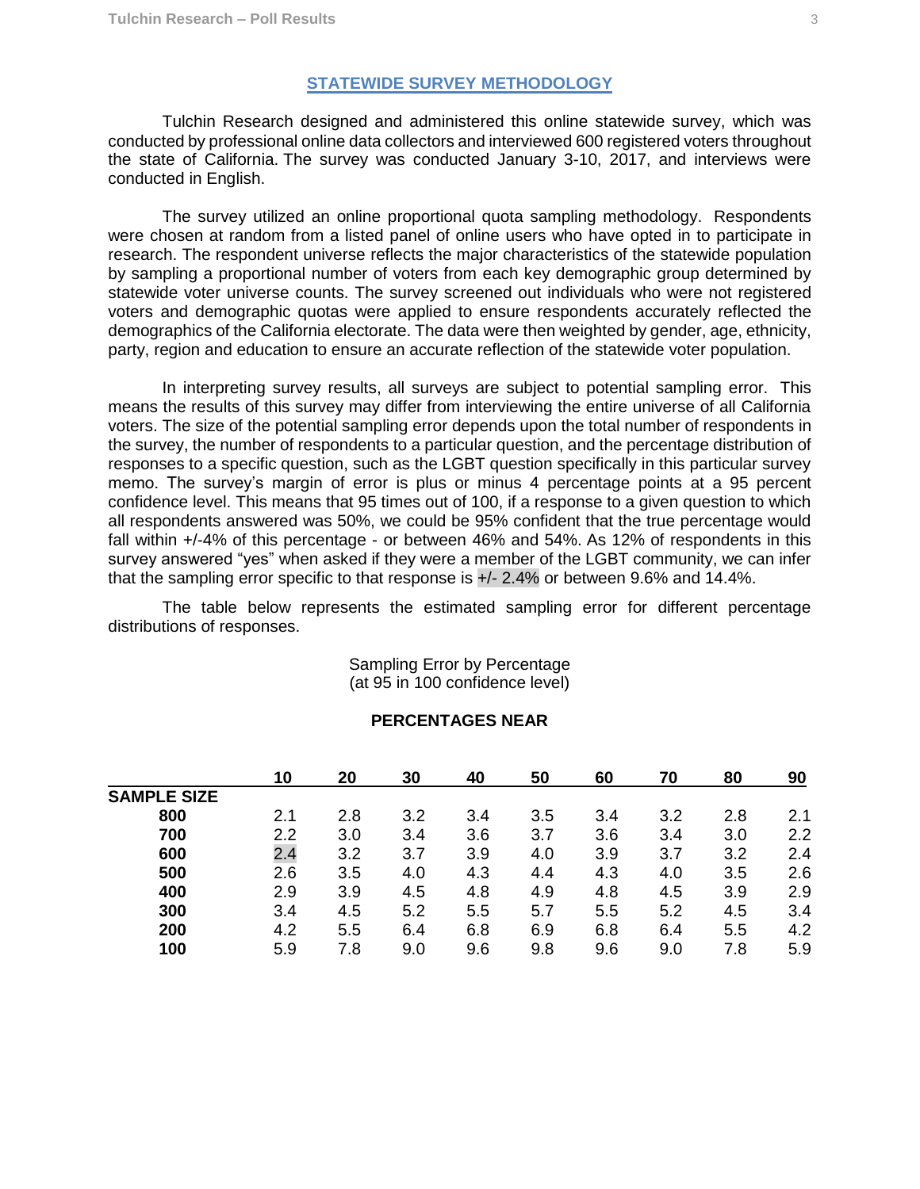## STATEWIDE SURVEY METHODOLOGY

Tulchin Research designed and administered this online statewide survey, which was conducted by professional online data collectors and interviewed 600 registered voters throughout the state of California. The survey was conducted January 3-10, 2017, and interviews were conducted in English.

The survey utilized an online proportional quota sampling methodology. Respondents were chosen at random from a listed panel of online users who have opted in to participate in research. The respondent universe reflects the major characteristics of the statewide population by sampling a proportional number of voters from each key demographic group determined by statewide voter universe counts. The survey screened out individuals who were not registered voters and demographic quotas were applied to ensure respondents accurately reflected the demographics of the California electorate. The data were then weighted by gender, age, ethnicity, party, region and education to ensure an accurate reflection of the statewide voter population.

In interpreting survey results, all surveys are subject to potential sampling error. This means the results of this survey may differ from interviewing the entire universe of all California voters. The size of the potential sampling error depends upon the total number of respondents in the survey, the number of respondents to a particular question, and the percentage distribution of responses to a specific question, such as the LGBT question specifically in this particular survey memo. The survey's margin of error is plus or minus 4 percentage points at a 95 percent confidence level. This means that 95 times out of 100, if a response to a given question to which all respondents answered was 50%, we could be 95% confident that the true percentage would fall within +/-4% of this percentage - or between 46% and 54%. As 12% of respondents in this survey answered "yes" when asked if they were a member of the LGBT community, we can infer that the sampling error specific to that response is +/- 2.4% or between 9.6% and 14.4%.

The table below represents the estimated sampling error for different percentage distributions of responses.

Sampling Error by Percentage
(at 95 in 100 confidence level)

**PERCENTAGES NEAR**

| SAMPLE SIZE | 10 | 20 | 30 | 40 | 50 | 60 | 70 | 80 | 90 |
|---|---|---|---|---|---|---|---|---|---|
| **800** | 2.1 | 2.8 | 3.2 | 3.4 | 3.5 | 3.4 | 3.2 | 2.8 | 2.1 |
| **700** | 2.2 | 3.0 | 3.4 | 3.6 | 3.7 | 3.6 | 3.4 | 3.0 | 2.2 |
| **600** | 2.4 | 3.2 | 3.7 | 3.9 | 4.0 | 3.9 | 3.7 | 3.2 | 2.4 |
| **500** | 2.6 | 3.5 | 4.0 | 4.3 | 4.4 | 4.3 | 4.0 | 3.5 | 2.6 |
| **400** | 2.9 | 3.9 | 4.5 | 4.8 | 4.9 | 4.8 | 4.5 | 3.9 | 2.9 |
| **300** | 3.4 | 4.5 | 5.2 | 5.5 | 5.7 | 5.5 | 5.2 | 4.5 | 3.4 |
| **200** | 4.2 | 5.5 | 6.4 | 6.8 | 6.9 | 6.8 | 6.4 | 5.5 | 4.2 |
| **100** | 5.9 | 7.8 | 9.0 | 9.6 | 9.8 | 9.6 | 9.0 | 7.8 | 5.9 |